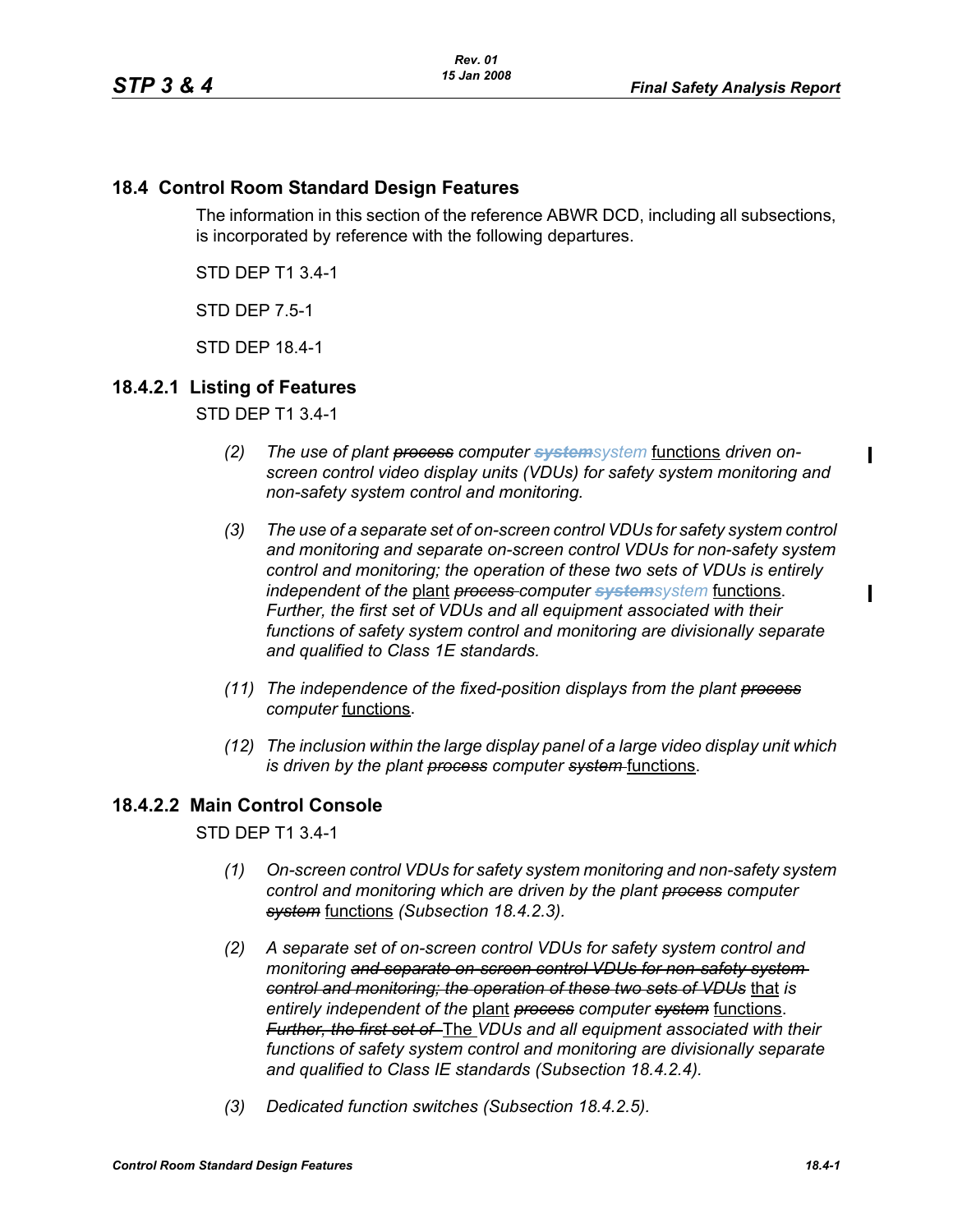## 18.4 Control Room Standard Design Features

The information in this section of the reference ABWR DCD, including all subsections, is incorporated by reference with the following departures.

STD DEP T1 3.4-1

STD DEP 7.5-1

STD DEP 18.4-1

### 18.4.2.1 Listing of Features

STD DEP T1 3.4-1

- *(2) The use of plant ~~process~~ computer ~~system~~system* functions *driven on-screen control video display units (VDUs) for safety system monitoring and non-safety system control and monitoring.*

- *(3) The use of a separate set of on-screen control VDUs for safety system control and monitoring and separate on-screen control VDUs for non-safety system control and monitoring; the operation of these two sets of VDUs is entirely independent of the* plant *~~process~~ computer ~~system~~system* functions*. Further, the first set of VDUs and all equipment associated with their functions of safety system control and monitoring are divisionally separate and qualified to Class 1E standards.*

- *(11) The independence of the fixed-position displays from the plant ~~process~~ computer* functions*.*

- *(12) The inclusion within the large display panel of a large video display unit which is driven by the plant ~~process~~ computer ~~system~~* functions.

### 18.4.2.2 Main Control Console

STD DEP T1 3.4-1

- *(1) On-screen control VDUs for safety system monitoring and non-safety system control and monitoring which are driven by the plant ~~process~~ computer ~~system~~* functions *(Subsection 18.4.2.3).*

- *(2) A separate set of on-screen control VDUs for safety system control and monitoring ~~and separate on-screen control VDUs for non-safety system control and monitoring; the operation of these two sets of VDUs~~* that *is entirely independent of the* plant *~~process~~ computer ~~system~~* functions*. ~~Further, the first set of~~* The *VDUs and all equipment associated with their functions of safety system control and monitoring are divisionally separate and qualified to Class IE standards (Subsection 18.4.2.4).*

- *(3) Dedicated function switches (Subsection 18.4.2.5).*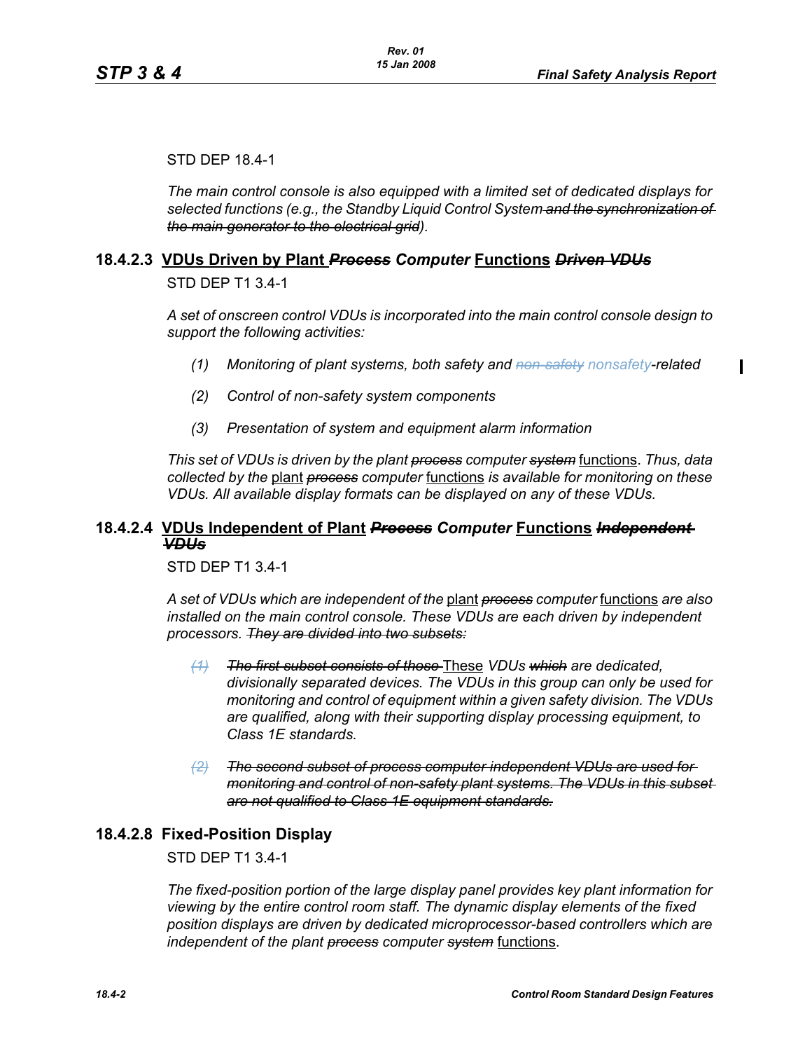STD DEP 18.4-1

*The main control console is also equipped with a limited set of dedicated displays for selected functions (e.g., the Standby Liquid Control System ~~and the synchronization of the main generator to the electrical grid~~).*

### 18.4.2.3 VDUs Driven by Plant ~~*Process*~~ *Computer* Functions ~~*Driven VDUs*~~

STD DEP T1 3.4-1

*A set of onscreen control VDUs is incorporated into the main control console design to support the following activities:*

*(1) Monitoring of plant systems, both safety and ~~non-safety~~ nonsafety-related*

*(2) Control of non-safety system components*

*(3) Presentation of system and equipment alarm information*

*This set of VDUs is driven by the plant ~~process~~ computer ~~system~~* functions. *Thus, data collected by the* plant *~~process~~ computer* functions *is available for monitoring on these VDUs. All available display formats can be displayed on any of these VDUs.*

### 18.4.2.4 VDUs Independent of Plant ~~*Process*~~ *Computer* Functions ~~*Independent VDUs*~~

STD DEP T1 3.4-1

*A set of VDUs which are independent of the* plant *~~process~~ computer* functions *are also installed on the main control console. These VDUs are each driven by independent processors. ~~They are divided into two subsets:~~*

~~*(1)*~~ ~~*The first subset consists of those*~~ These *VDUs ~~which~~ are dedicated, divisionally separated devices. The VDUs in this group can only be used for monitoring and control of equipment within a given safety division. The VDUs are qualified, along with their supporting display processing equipment, to Class 1E standards.*

~~*(2) The second subset of process computer independent VDUs are used for monitoring and control of non-safety plant systems. The VDUs in this subset are not qualified to Class 1E equipment standards.*~~

### 18.4.2.8 Fixed-Position Display

STD DEP T1 3.4-1

*The fixed-position portion of the large display panel provides key plant information for viewing by the entire control room staff. The dynamic display elements of the fixed position displays are driven by dedicated microprocessor-based controllers which are independent of the plant ~~process~~ computer ~~system~~* functions.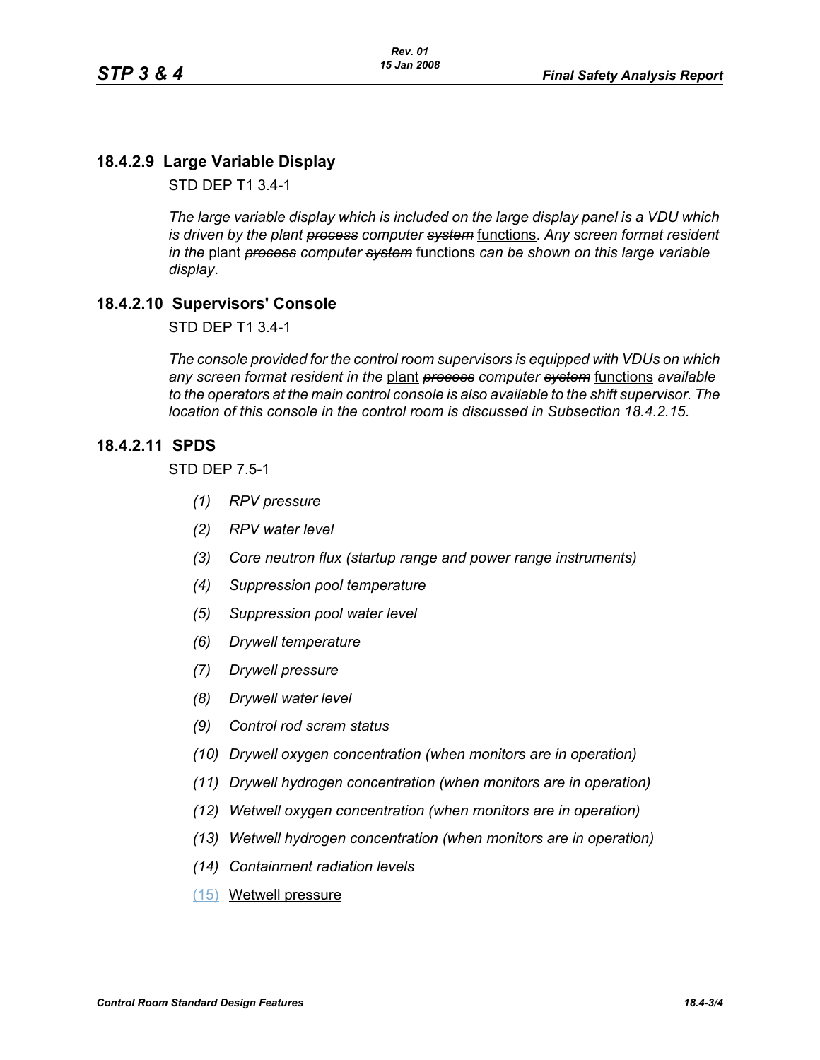### 18.4.2.9 Large Variable Display

STD DEP T1 3.4-1

*The large variable display which is included on the large display panel is a VDU which is driven by the plant* ~~*process*~~ *computer* ~~*system*~~ <u>functions</u>. *Any screen format resident in the* <u>plant</u> ~~*process*~~ *computer* ~~*system*~~ <u>functions</u> *can be shown on this large variable display*.

### 18.4.2.10 Supervisors' Console

STD DEP T1 3.4-1

*The console provided for the control room supervisors is equipped with VDUs on which any screen format resident in the* <u>plant</u> ~~*process*~~ *computer* ~~*system*~~ <u>functions</u> *available to the operators at the main control console is also available to the shift supervisor. The location of this console in the control room is discussed in Subsection 18.4.2.15.*

### 18.4.2.11 SPDS

STD DEP 7.5-1

- *(1) RPV pressure*
- *(2) RPV water level*
- *(3) Core neutron flux (startup range and power range instruments)*
- *(4) Suppression pool temperature*
- *(5) Suppression pool water level*
- *(6) Drywell temperature*
- *(7) Drywell pressure*
- *(8) Drywell water level*
- *(9) Control rod scram status*
- *(10) Drywell oxygen concentration (when monitors are in operation)*
- *(11) Drywell hydrogen concentration (when monitors are in operation)*
- *(12) Wetwell oxygen concentration (when monitors are in operation)*
- *(13) Wetwell hydrogen concentration (when monitors are in operation)*
- *(14) Containment radiation levels*
- (15) <u>Wetwell pressure</u>